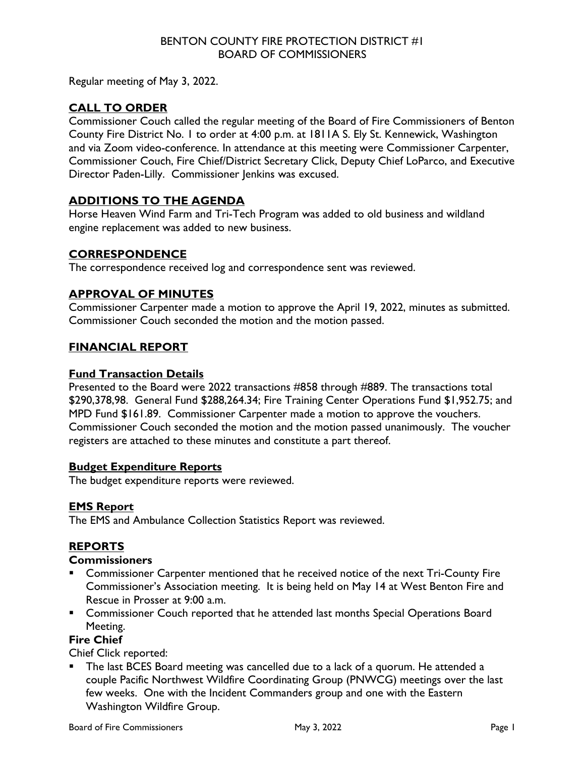BENTON COUNTY FIRE PROTECTION DISTRICT #1
BOARD OF COMMISSIONERS

Regular meeting of May 3, 2022.

## CALL TO ORDER

Commissioner Couch called the regular meeting of the Board of Fire Commissioners of Benton County Fire District No. 1 to order at 4:00 p.m. at 1811A S. Ely St. Kennewick, Washington and via Zoom video-conference. In attendance at this meeting were Commissioner Carpenter, Commissioner Couch, Fire Chief/District Secretary Click, Deputy Chief LoParco, and Executive Director Paden-Lilly. Commissioner Jenkins was excused.

## ADDITIONS TO THE AGENDA

Horse Heaven Wind Farm and Tri-Tech Program was added to old business and wildland engine replacement was added to new business.

## CORRESPONDENCE

The correspondence received log and correspondence sent was reviewed.

## APPROVAL OF MINUTES

Commissioner Carpenter made a motion to approve the April 19, 2022, minutes as submitted. Commissioner Couch seconded the motion and the motion passed.

## FINANCIAL REPORT

### Fund Transaction Details

Presented to the Board were 2022 transactions #858 through #889. The transactions total $290,378,98. General Fund $288,264.34; Fire Training Center Operations Fund $1,952.75; and MPD Fund $161.89. Commissioner Carpenter made a motion to approve the vouchers. Commissioner Couch seconded the motion and the motion passed unanimously. The voucher registers are attached to these minutes and constitute a part thereof.

### Budget Expenditure Reports

The budget expenditure reports were reviewed.

### EMS Report

The EMS and Ambulance Collection Statistics Report was reviewed.

## REPORTS

**Commissioners**

- Commissioner Carpenter mentioned that he received notice of the next Tri-County Fire Commissioner's Association meeting. It is being held on May 14 at West Benton Fire and Rescue in Prosser at 9:00 a.m.
- Commissioner Couch reported that he attended last months Special Operations Board Meeting.

**Fire Chief**

Chief Click reported:

- The last BCES Board meeting was cancelled due to a lack of a quorum. He attended a couple Pacific Northwest Wildfire Coordinating Group (PNWCG) meetings over the last few weeks. One with the Incident Commanders group and one with the Eastern Washington Wildfire Group.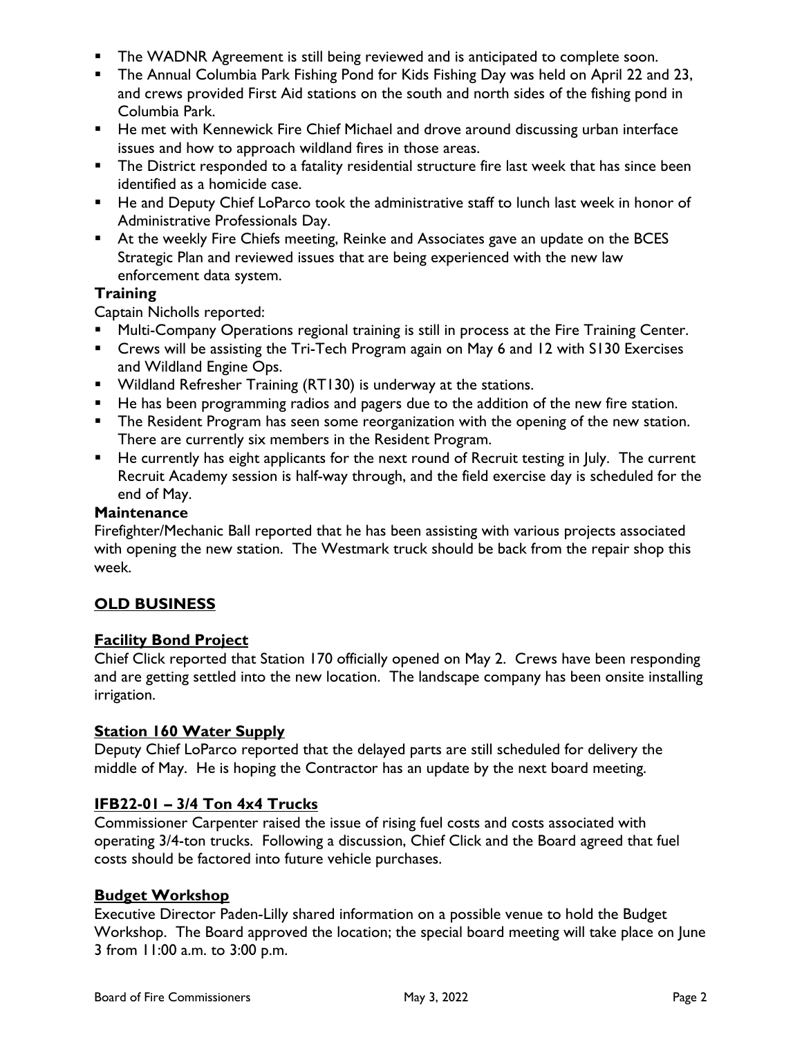- The WADNR Agreement is still being reviewed and is anticipated to complete soon.
- The Annual Columbia Park Fishing Pond for Kids Fishing Day was held on April 22 and 23, and crews provided First Aid stations on the south and north sides of the fishing pond in Columbia Park.
- He met with Kennewick Fire Chief Michael and drove around discussing urban interface issues and how to approach wildland fires in those areas.
- The District responded to a fatality residential structure fire last week that has since been identified as a homicide case.
- He and Deputy Chief LoParco took the administrative staff to lunch last week in honor of Administrative Professionals Day.
- At the weekly Fire Chiefs meeting, Reinke and Associates gave an update on the BCES Strategic Plan and reviewed issues that are being experienced with the new law enforcement data system.

**Training**

Captain Nicholls reported:

- Multi-Company Operations regional training is still in process at the Fire Training Center.
- Crews will be assisting the Tri-Tech Program again on May 6 and 12 with S130 Exercises and Wildland Engine Ops.
- Wildland Refresher Training (RT130) is underway at the stations.
- He has been programming radios and pagers due to the addition of the new fire station.
- The Resident Program has seen some reorganization with the opening of the new station. There are currently six members in the Resident Program.
- He currently has eight applicants for the next round of Recruit testing in July. The current Recruit Academy session is half-way through, and the field exercise day is scheduled for the end of May.

**Maintenance**

Firefighter/Mechanic Ball reported that he has been assisting with various projects associated with opening the new station. The Westmark truck should be back from the repair shop this week.

## OLD BUSINESS

### Facility Bond Project

Chief Click reported that Station 170 officially opened on May 2. Crews have been responding and are getting settled into the new location. The landscape company has been onsite installing irrigation.

### Station 160 Water Supply

Deputy Chief LoParco reported that the delayed parts are still scheduled for delivery the middle of May. He is hoping the Contractor has an update by the next board meeting.

### IFB22-01 – 3/4 Ton 4x4 Trucks

Commissioner Carpenter raised the issue of rising fuel costs and costs associated with operating 3/4-ton trucks. Following a discussion, Chief Click and the Board agreed that fuel costs should be factored into future vehicle purchases.

### Budget Workshop

Executive Director Paden-Lilly shared information on a possible venue to hold the Budget Workshop. The Board approved the location; the special board meeting will take place on June 3 from 11:00 a.m. to 3:00 p.m.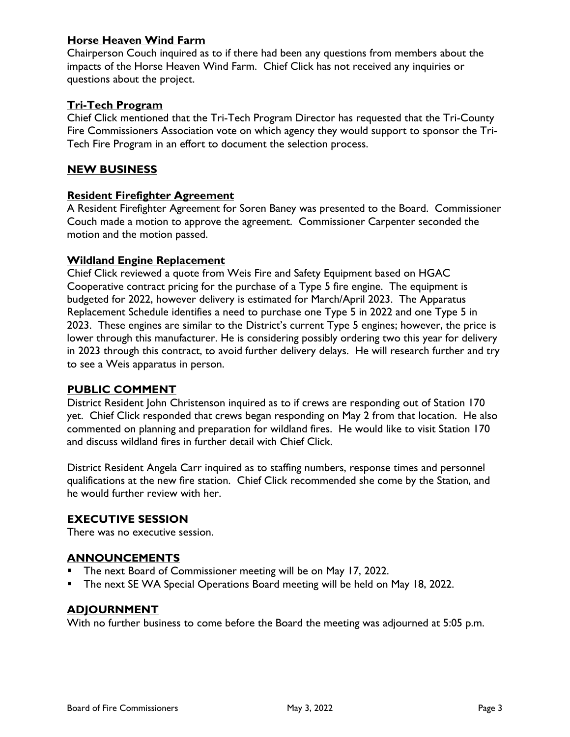**Horse Heaven Wind Farm**

Chairperson Couch inquired as to if there had been any questions from members about the impacts of the Horse Heaven Wind Farm. Chief Click has not received any inquiries or questions about the project.

**Tri-Tech Program**

Chief Click mentioned that the Tri-Tech Program Director has requested that the Tri-County Fire Commissioners Association vote on which agency they would support to sponsor the Tri-Tech Fire Program in an effort to document the selection process.

## NEW BUSINESS

**Resident Firefighter Agreement**

A Resident Firefighter Agreement for Soren Baney was presented to the Board. Commissioner Couch made a motion to approve the agreement. Commissioner Carpenter seconded the motion and the motion passed.

**Wildland Engine Replacement**

Chief Click reviewed a quote from Weis Fire and Safety Equipment based on HGAC Cooperative contract pricing for the purchase of a Type 5 fire engine. The equipment is budgeted for 2022, however delivery is estimated for March/April 2023. The Apparatus Replacement Schedule identifies a need to purchase one Type 5 in 2022 and one Type 5 in 2023. These engines are similar to the District's current Type 5 engines; however, the price is lower through this manufacturer. He is considering possibly ordering two this year for delivery in 2023 through this contract, to avoid further delivery delays. He will research further and try to see a Weis apparatus in person.

## PUBLIC COMMENT

District Resident John Christenson inquired as to if crews are responding out of Station 170 yet. Chief Click responded that crews began responding on May 2 from that location. He also commented on planning and preparation for wildland fires. He would like to visit Station 170 and discuss wildland fires in further detail with Chief Click.

District Resident Angela Carr inquired as to staffing numbers, response times and personnel qualifications at the new fire station. Chief Click recommended she come by the Station, and he would further review with her.

## EXECUTIVE SESSION

There was no executive session.

## ANNOUNCEMENTS

- The next Board of Commissioner meeting will be on May 17, 2022.
- The next SE WA Special Operations Board meeting will be held on May 18, 2022.

## ADJOURNMENT

With no further business to come before the Board the meeting was adjourned at 5:05 p.m.